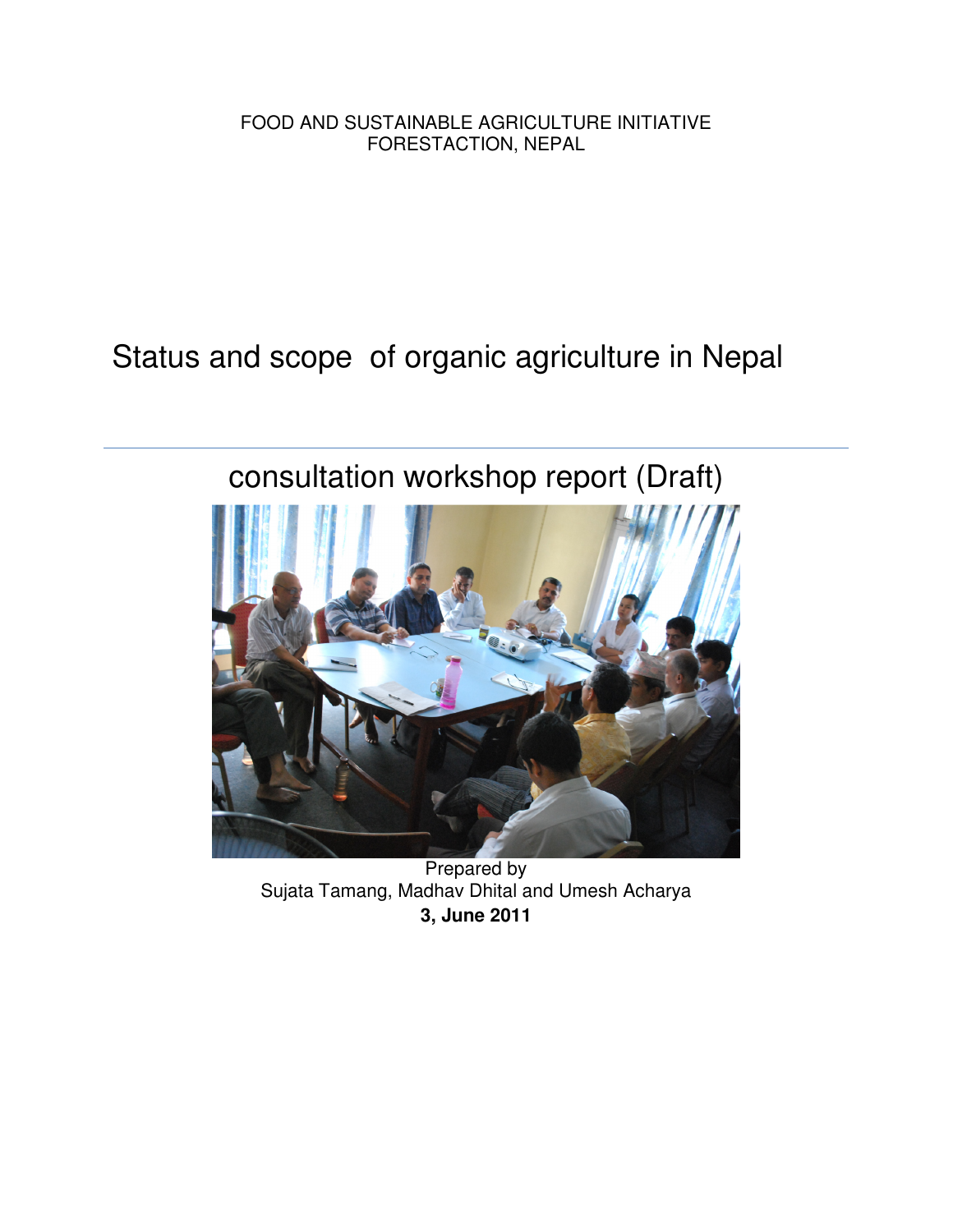FOOD AND SUSTAINABLE AGRICULTURE INITIATIVE
FORESTACTION, NEPAL

# Status and scope of organic agriculture in Nepal

---

## consultation workshop report (Draft)

Prepared by
Sujata Tamang, Madhav Dhital and Umesh Acharya
**3, June 2011**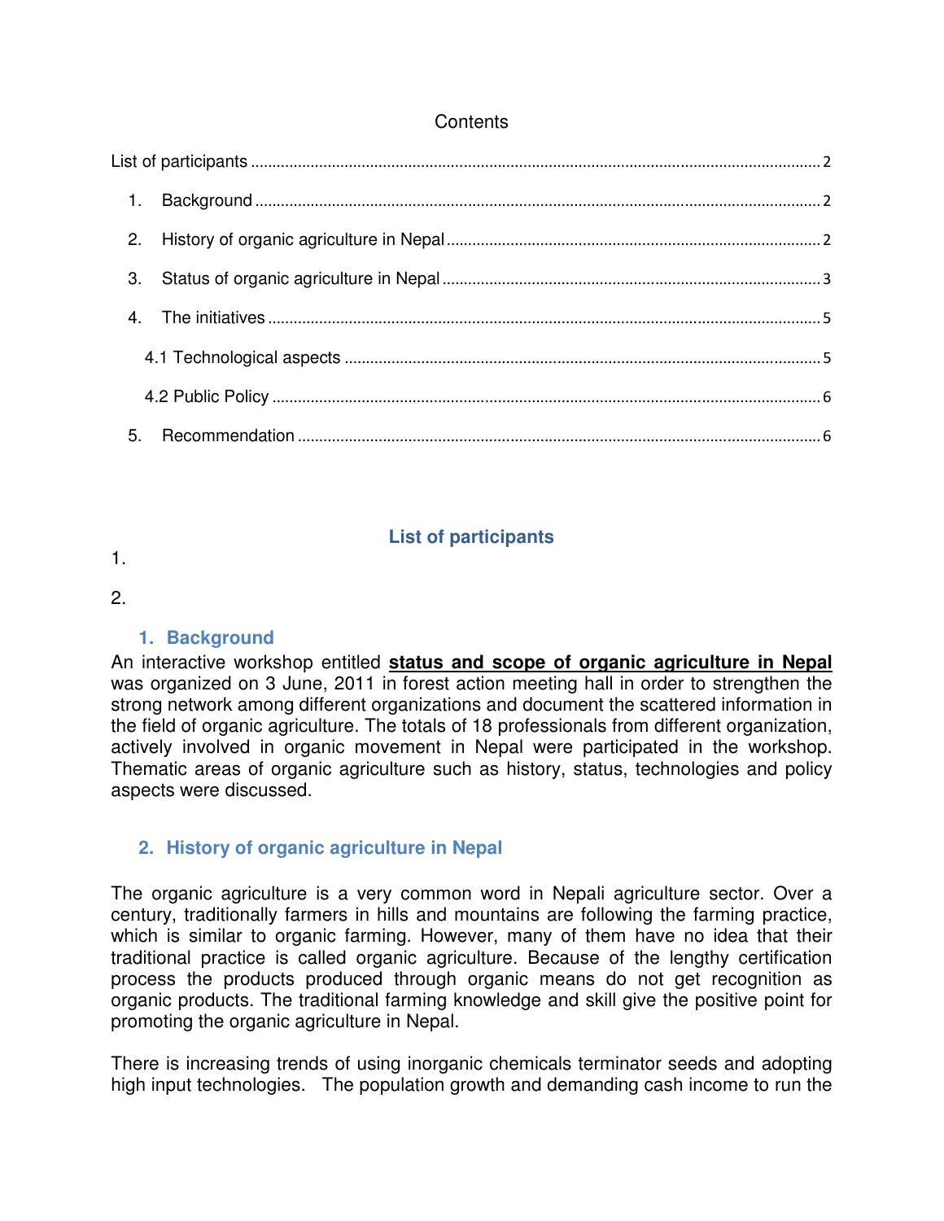Contents

List of participants ........................................................ 2

1. Background ........................................................ 2
2. History of organic agriculture in Nepal ........................................................ 2
3. Status of organic agriculture in Nepal ........................................................ 3
4. The initiatives ........................................................ 5

   4.1 Technological aspects ........................................................ 5

   4.2 Public Policy ........................................................ 6

5. Recommendation ........................................................ 6

## List of participants

1.

2.

## 1. Background

An interactive workshop entitled **status and scope of organic agriculture in Nepal** was organized on 3 June, 2011 in forest action meeting hall in order to strengthen the strong network among different organizations and document the scattered information in the field of organic agriculture. The totals of 18 professionals from different organization, actively involved in organic movement in Nepal were participated in the workshop. Thematic areas of organic agriculture such as history, status, technologies and policy aspects were discussed.

## 2. History of organic agriculture in Nepal

The organic agriculture is a very common word in Nepali agriculture sector. Over a century, traditionally farmers in hills and mountains are following the farming practice, which is similar to organic farming. However, many of them have no idea that their traditional practice is called organic agriculture. Because of the lengthy certification process the products produced through organic means do not get recognition as organic products. The traditional farming knowledge and skill give the positive point for promoting the organic agriculture in Nepal.

There is increasing trends of using inorganic chemicals terminator seeds and adopting high input technologies. The population growth and demanding cash income to run the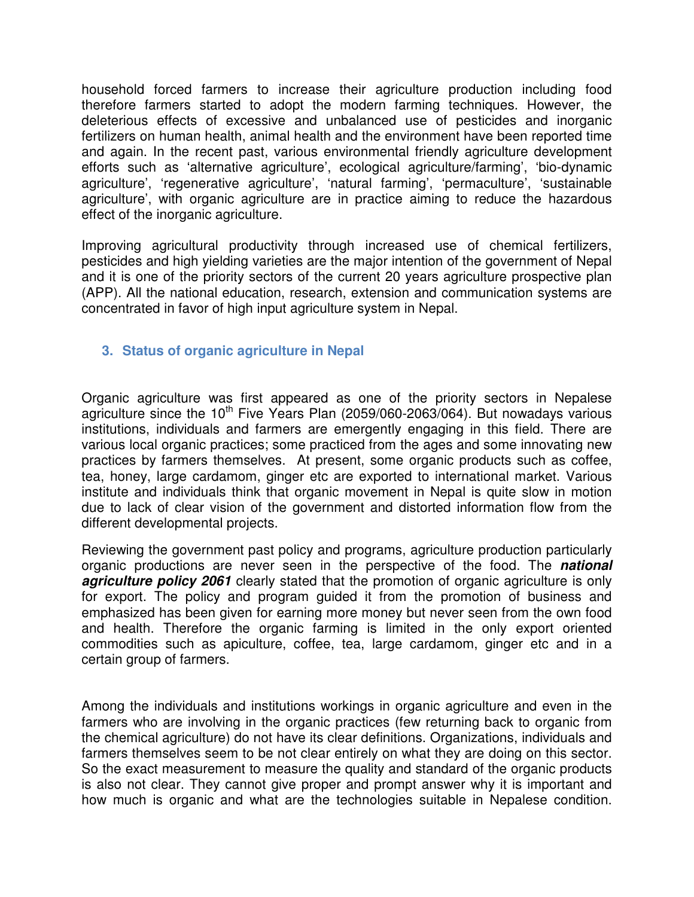household forced farmers to increase their agriculture production including food therefore farmers started to adopt the modern farming techniques. However, the deleterious effects of excessive and unbalanced use of pesticides and inorganic fertilizers on human health, animal health and the environment have been reported time and again. In the recent past, various environmental friendly agriculture development efforts such as 'alternative agriculture', ecological agriculture/farming', 'bio-dynamic agriculture', 'regenerative agriculture', 'natural farming', 'permaculture', 'sustainable agriculture', with organic agriculture are in practice aiming to reduce the hazardous effect of the inorganic agriculture.

Improving agricultural productivity through increased use of chemical fertilizers, pesticides and high yielding varieties are the major intention of the government of Nepal and it is one of the priority sectors of the current 20 years agriculture prospective plan (APP). All the national education, research, extension and communication systems are concentrated in favor of high input agriculture system in Nepal.

## 3. Status of organic agriculture in Nepal

Organic agriculture was first appeared as one of the priority sectors in Nepalese agriculture since the 10th Five Years Plan (2059/060-2063/064). But nowadays various institutions, individuals and farmers are emergently engaging in this field. There are various local organic practices; some practiced from the ages and some innovating new practices by farmers themselves. At present, some organic products such as coffee, tea, honey, large cardamom, ginger etc are exported to international market. Various institute and individuals think that organic movement in Nepal is quite slow in motion due to lack of clear vision of the government and distorted information flow from the different developmental projects.

Reviewing the government past policy and programs, agriculture production particularly organic productions are never seen in the perspective of the food. The ***national agriculture policy 2061*** clearly stated that the promotion of organic agriculture is only for export. The policy and program guided it from the promotion of business and emphasized has been given for earning more money but never seen from the own food and health. Therefore the organic farming is limited in the only export oriented commodities such as apiculture, coffee, tea, large cardamom, ginger etc and in a certain group of farmers.

Among the individuals and institutions workings in organic agriculture and even in the farmers who are involving in the organic practices (few returning back to organic from the chemical agriculture) do not have its clear definitions. Organizations, individuals and farmers themselves seem to be not clear entirely on what they are doing on this sector. So the exact measurement to measure the quality and standard of the organic products is also not clear. They cannot give proper and prompt answer why it is important and how much is organic and what are the technologies suitable in Nepalese condition.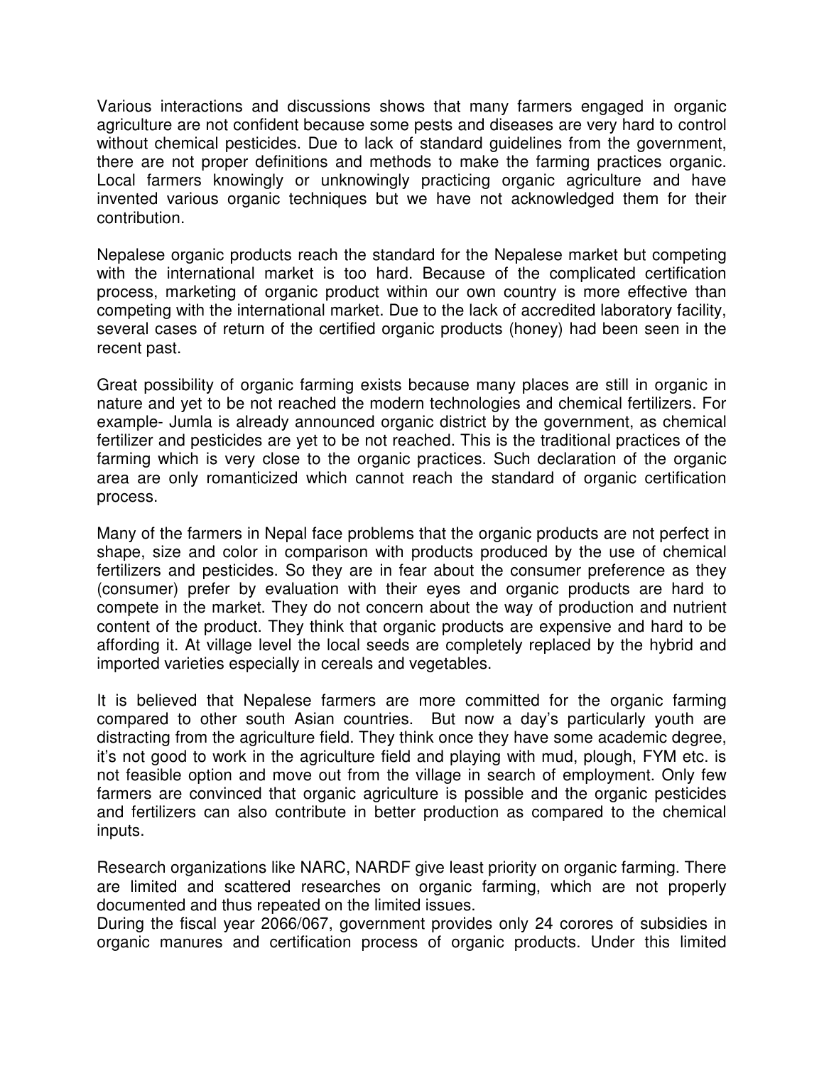Various interactions and discussions shows that many farmers engaged in organic agriculture are not confident because some pests and diseases are very hard to control without chemical pesticides. Due to lack of standard guidelines from the government, there are not proper definitions and methods to make the farming practices organic. Local farmers knowingly or unknowingly practicing organic agriculture and have invented various organic techniques but we have not acknowledged them for their contribution.

Nepalese organic products reach the standard for the Nepalese market but competing with the international market is too hard. Because of the complicated certification process, marketing of organic product within our own country is more effective than competing with the international market. Due to the lack of accredited laboratory facility, several cases of return of the certified organic products (honey) had been seen in the recent past.

Great possibility of organic farming exists because many places are still in organic in nature and yet to be not reached the modern technologies and chemical fertilizers. For example- Jumla is already announced organic district by the government, as chemical fertilizer and pesticides are yet to be not reached. This is the traditional practices of the farming which is very close to the organic practices. Such declaration of the organic area are only romanticized which cannot reach the standard of organic certification process.

Many of the farmers in Nepal face problems that the organic products are not perfect in shape, size and color in comparison with products produced by the use of chemical fertilizers and pesticides. So they are in fear about the consumer preference as they (consumer) prefer by evaluation with their eyes and organic products are hard to compete in the market. They do not concern about the way of production and nutrient content of the product. They think that organic products are expensive and hard to be affording it. At village level the local seeds are completely replaced by the hybrid and imported varieties especially in cereals and vegetables.

It is believed that Nepalese farmers are more committed for the organic farming compared to other south Asian countries. But now a day's particularly youth are distracting from the agriculture field. They think once they have some academic degree, it's not good to work in the agriculture field and playing with mud, plough, FYM etc. is not feasible option and move out from the village in search of employment. Only few farmers are convinced that organic agriculture is possible and the organic pesticides and fertilizers can also contribute in better production as compared to the chemical inputs.

Research organizations like NARC, NARDF give least priority on organic farming. There are limited and scattered researches on organic farming, which are not properly documented and thus repeated on the limited issues.

During the fiscal year 2066/067, government provides only 24 corores of subsidies in organic manures and certification process of organic products. Under this limited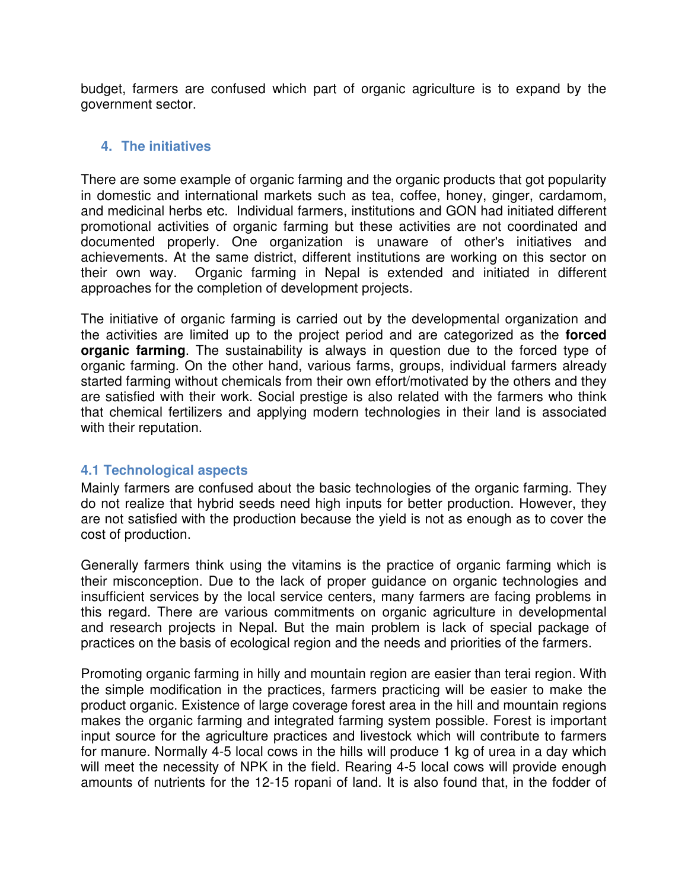budget, farmers are confused which part of organic agriculture is to expand by the government sector.

## 4. The initiatives

There are some example of organic farming and the organic products that got popularity in domestic and international markets such as tea, coffee, honey, ginger, cardamom, and medicinal herbs etc. Individual farmers, institutions and GON had initiated different promotional activities of organic farming but these activities are not coordinated and documented properly. One organization is unaware of other's initiatives and achievements. At the same district, different institutions are working on this sector on their own way. Organic farming in Nepal is extended and initiated in different approaches for the completion of development projects.

The initiative of organic farming is carried out by the developmental organization and the activities are limited up to the project period and are categorized as the **forced organic farming**. The sustainability is always in question due to the forced type of organic farming. On the other hand, various farms, groups, individual farmers already started farming without chemicals from their own effort/motivated by the others and they are satisfied with their work. Social prestige is also related with the farmers who think that chemical fertilizers and applying modern technologies in their land is associated with their reputation.

### 4.1 Technological aspects

Mainly farmers are confused about the basic technologies of the organic farming. They do not realize that hybrid seeds need high inputs for better production. However, they are not satisfied with the production because the yield is not as enough as to cover the cost of production.

Generally farmers think using the vitamins is the practice of organic farming which is their misconception. Due to the lack of proper guidance on organic technologies and insufficient services by the local service centers, many farmers are facing problems in this regard. There are various commitments on organic agriculture in developmental and research projects in Nepal. But the main problem is lack of special package of practices on the basis of ecological region and the needs and priorities of the farmers.

Promoting organic farming in hilly and mountain region are easier than terai region. With the simple modification in the practices, farmers practicing will be easier to make the product organic. Existence of large coverage forest area in the hill and mountain regions makes the organic farming and integrated farming system possible. Forest is important input source for the agriculture practices and livestock which will contribute to farmers for manure. Normally 4-5 local cows in the hills will produce 1 kg of urea in a day which will meet the necessity of NPK in the field. Rearing 4-5 local cows will provide enough amounts of nutrients for the 12-15 ropani of land. It is also found that, in the fodder of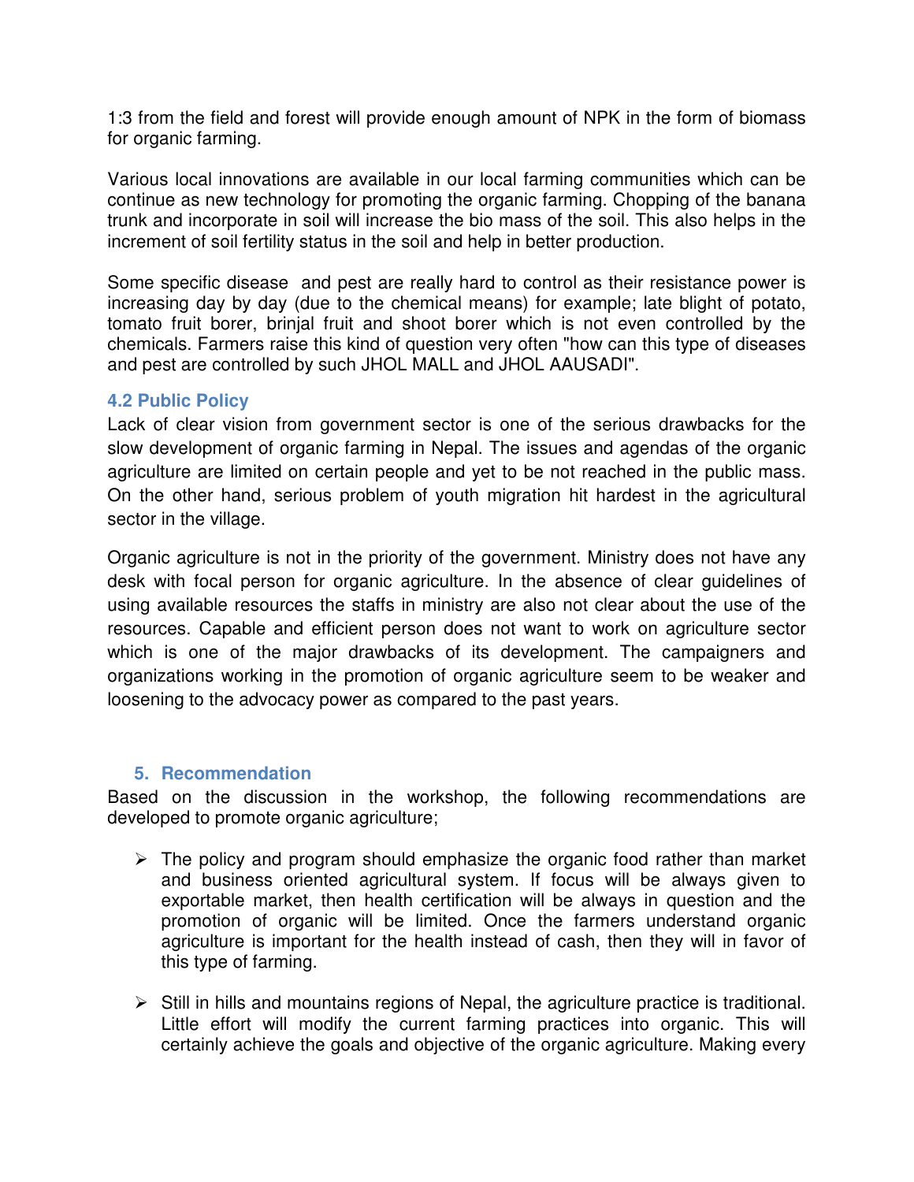1:3 from the field and forest will provide enough amount of NPK in the form of biomass for organic farming.

Various local innovations are available in our local farming communities which can be continue as new technology for promoting the organic farming. Chopping of the banana trunk and incorporate in soil will increase the bio mass of the soil. This also helps in the increment of soil fertility status in the soil and help in better production.

Some specific disease and pest are really hard to control as their resistance power is increasing day by day (due to the chemical means) for example; late blight of potato, tomato fruit borer, brinjal fruit and shoot borer which is not even controlled by the chemicals. Farmers raise this kind of question very often "how can this type of diseases and pest are controlled by such JHOL MALL and JHOL AAUSADI".

### 4.2 Public Policy

Lack of clear vision from government sector is one of the serious drawbacks for the slow development of organic farming in Nepal. The issues and agendas of the organic agriculture are limited on certain people and yet to be not reached in the public mass. On the other hand, serious problem of youth migration hit hardest in the agricultural sector in the village.

Organic agriculture is not in the priority of the government. Ministry does not have any desk with focal person for organic agriculture. In the absence of clear guidelines of using available resources the staffs in ministry are also not clear about the use of the resources. Capable and efficient person does not want to work on agriculture sector which is one of the major drawbacks of its development. The campaigners and organizations working in the promotion of organic agriculture seem to be weaker and loosening to the advocacy power as compared to the past years.

## 5. Recommendation

Based on the discussion in the workshop, the following recommendations are developed to promote organic agriculture;

- The policy and program should emphasize the organic food rather than market and business oriented agricultural system. If focus will be always given to exportable market, then health certification will be always in question and the promotion of organic will be limited. Once the farmers understand organic agriculture is important for the health instead of cash, then they will in favor of this type of farming.

- Still in hills and mountains regions of Nepal, the agriculture practice is traditional. Little effort will modify the current farming practices into organic. This will certainly achieve the goals and objective of the organic agriculture. Making every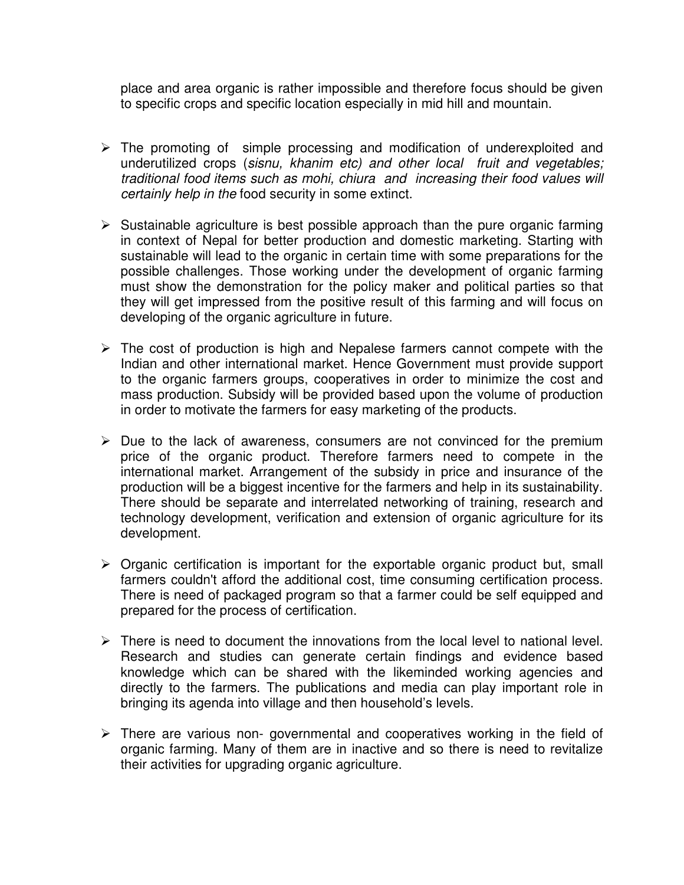place and area organic is rather impossible and therefore focus should be given to specific crops and specific location especially in mid hill and mountain.

- The promoting of simple processing and modification of underexploited and underutilized crops (*sisnu, khanim etc) and other local fruit and vegetables; traditional food items such as mohi, chiura and increasing their food values will certainly help in the* food security in some extinct.

- Sustainable agriculture is best possible approach than the pure organic farming in context of Nepal for better production and domestic marketing. Starting with sustainable will lead to the organic in certain time with some preparations for the possible challenges. Those working under the development of organic farming must show the demonstration for the policy maker and political parties so that they will get impressed from the positive result of this farming and will focus on developing of the organic agriculture in future.

- The cost of production is high and Nepalese farmers cannot compete with the Indian and other international market. Hence Government must provide support to the organic farmers groups, cooperatives in order to minimize the cost and mass production. Subsidy will be provided based upon the volume of production in order to motivate the farmers for easy marketing of the products.

- Due to the lack of awareness, consumers are not convinced for the premium price of the organic product. Therefore farmers need to compete in the international market. Arrangement of the subsidy in price and insurance of the production will be a biggest incentive for the farmers and help in its sustainability. There should be separate and interrelated networking of training, research and technology development, verification and extension of organic agriculture for its development.

- Organic certification is important for the exportable organic product but, small farmers couldn't afford the additional cost, time consuming certification process. There is need of packaged program so that a farmer could be self equipped and prepared for the process of certification.

- There is need to document the innovations from the local level to national level. Research and studies can generate certain findings and evidence based knowledge which can be shared with the likeminded working agencies and directly to the farmers. The publications and media can play important role in bringing its agenda into village and then household's levels.

- There are various non- governmental and cooperatives working in the field of organic farming. Many of them are in inactive and so there is need to revitalize their activities for upgrading organic agriculture.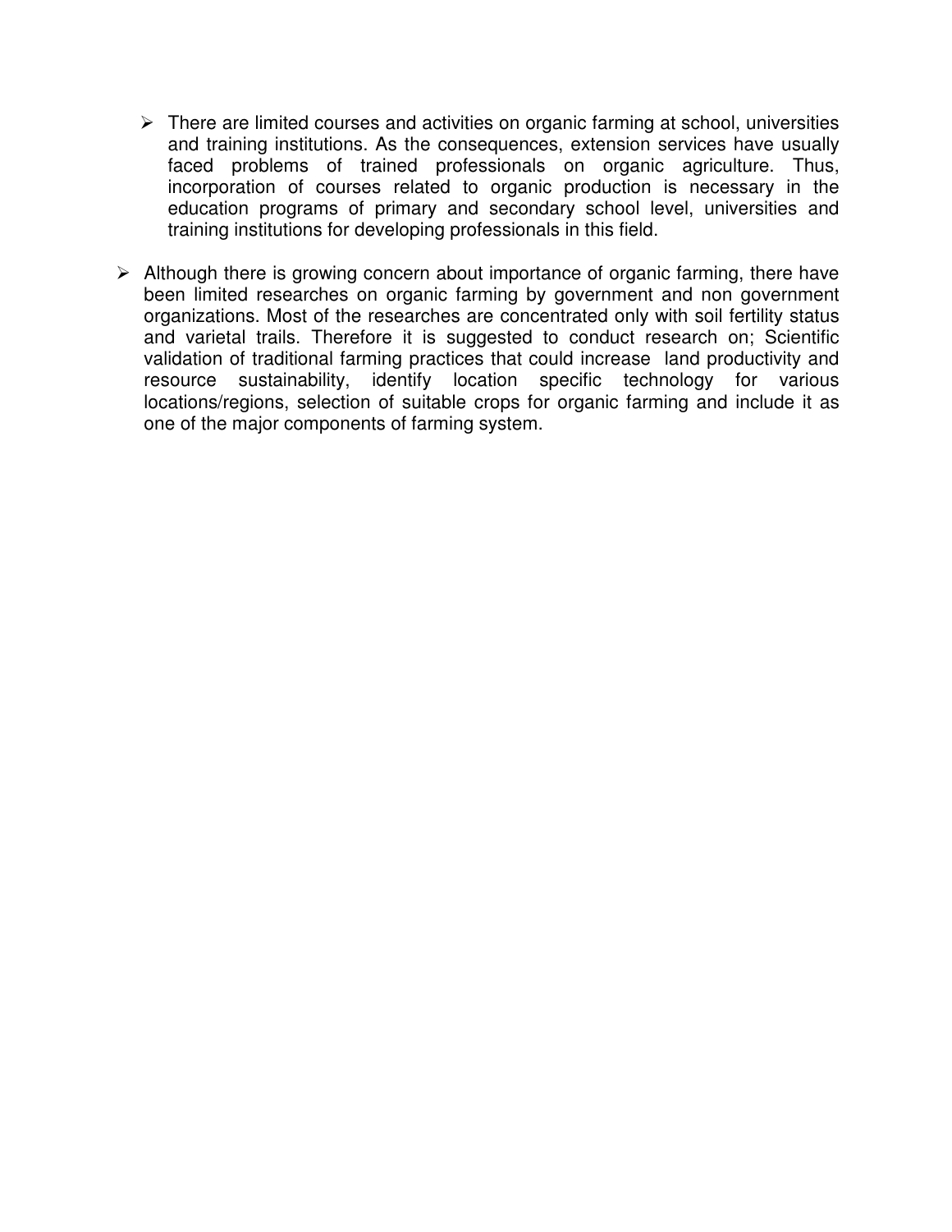- There are limited courses and activities on organic farming at school, universities and training institutions. As the consequences, extension services have usually faced problems of trained professionals on organic agriculture. Thus, incorporation of courses related to organic production is necessary in the education programs of primary and secondary school level, universities and training institutions for developing professionals in this field.

- Although there is growing concern about importance of organic farming, there have been limited researches on organic farming by government and non government organizations. Most of the researches are concentrated only with soil fertility status and varietal trails. Therefore it is suggested to conduct research on; Scientific validation of traditional farming practices that could increase land productivity and resource sustainability, identify location specific technology for various locations/regions, selection of suitable crops for organic farming and include it as one of the major components of farming system.